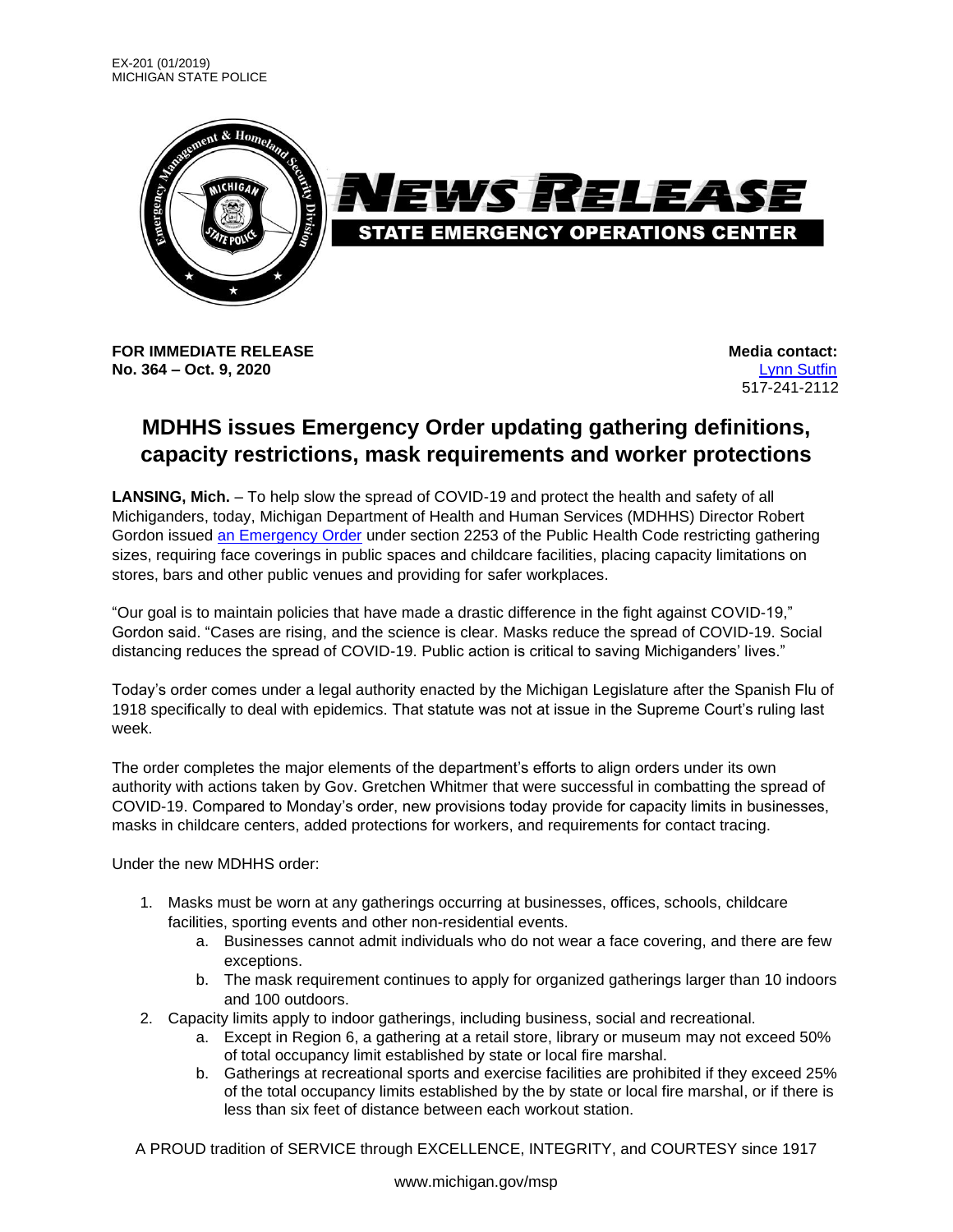EX-201 (01/2019)
MICHIGAN STATE POLICE

# NEWS RELEASE

**STATE EMERGENCY OPERATIONS CENTER**

**FOR IMMEDIATE RELEASE**
**No. 364 – Oct. 9, 2020**

**Media contact:**
Lynn Sutfin
517-241-2112

## MDHHS issues Emergency Order updating gathering definitions, capacity restrictions, mask requirements and worker protections

**LANSING, Mich.** – To help slow the spread of COVID-19 and protect the health and safety of all Michiganders, today, Michigan Department of Health and Human Services (MDHHS) Director Robert Gordon issued an Emergency Order under section 2253 of the Public Health Code restricting gathering sizes, requiring face coverings in public spaces and childcare facilities, placing capacity limitations on stores, bars and other public venues and providing for safer workplaces.

"Our goal is to maintain policies that have made a drastic difference in the fight against COVID-19," Gordon said. "Cases are rising, and the science is clear. Masks reduce the spread of COVID-19. Social distancing reduces the spread of COVID-19. Public action is critical to saving Michiganders' lives."

Today's order comes under a legal authority enacted by the Michigan Legislature after the Spanish Flu of 1918 specifically to deal with epidemics. That statute was not at issue in the Supreme Court's ruling last week.

The order completes the major elements of the department's efforts to align orders under its own authority with actions taken by Gov. Gretchen Whitmer that were successful in combatting the spread of COVID-19. Compared to Monday's order, new provisions today provide for capacity limits in businesses, masks in childcare centers, added protections for workers, and requirements for contact tracing.

Under the new MDHHS order:

1. Masks must be worn at any gatherings occurring at businesses, offices, schools, childcare facilities, sporting events and other non-residential events.
   a. Businesses cannot admit individuals who do not wear a face covering, and there are few exceptions.
   b. The mask requirement continues to apply for organized gatherings larger than 10 indoors and 100 outdoors.
2. Capacity limits apply to indoor gatherings, including business, social and recreational.
   a. Except in Region 6, a gathering at a retail store, library or museum may not exceed 50% of total occupancy limit established by state or local fire marshal.
   b. Gatherings at recreational sports and exercise facilities are prohibited if they exceed 25% of the total occupancy limits established by the by state or local fire marshal, or if there is less than six feet of distance between each workout station.

A PROUD tradition of SERVICE through EXCELLENCE, INTEGRITY, and COURTESY since 1917

www.michigan.gov/msp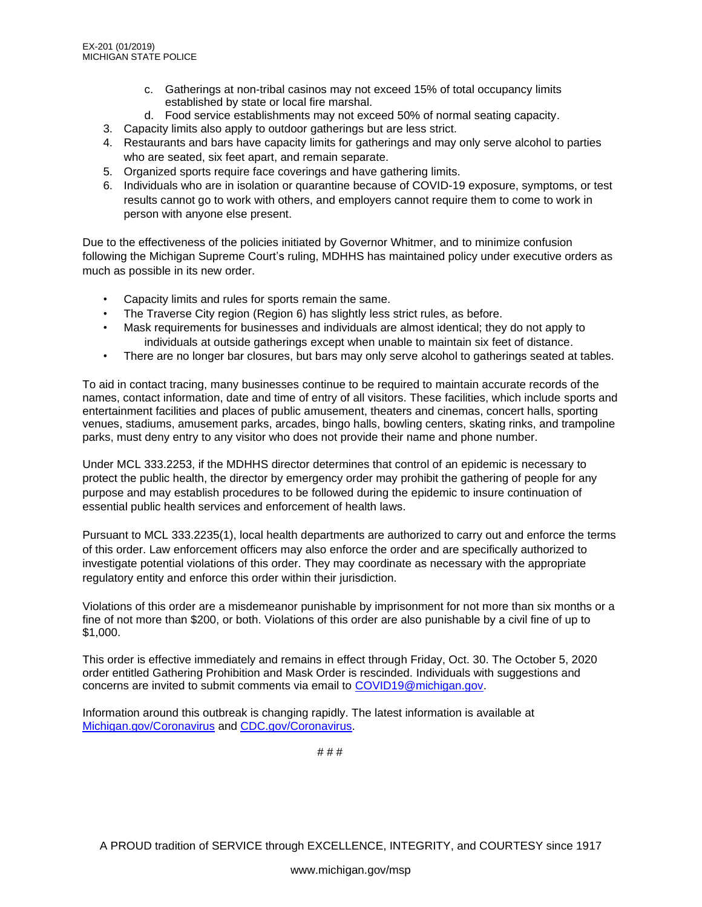c. Gatherings at non-tribal casinos may not exceed 15% of total occupancy limits established by state or local fire marshal.
   d. Food service establishments may not exceed 50% of normal seating capacity.
3. Capacity limits also apply to outdoor gatherings but are less strict.
4. Restaurants and bars have capacity limits for gatherings and may only serve alcohol to parties who are seated, six feet apart, and remain separate.
5. Organized sports require face coverings and have gathering limits.
6. Individuals who are in isolation or quarantine because of COVID-19 exposure, symptoms, or test results cannot go to work with others, and employers cannot require them to come to work in person with anyone else present.

Due to the effectiveness of the policies initiated by Governor Whitmer, and to minimize confusion following the Michigan Supreme Court's ruling, MDHHS has maintained policy under executive orders as much as possible in its new order.

- Capacity limits and rules for sports remain the same.
- The Traverse City region (Region 6) has slightly less strict rules, as before.
- Mask requirements for businesses and individuals are almost identical; they do not apply to individuals at outside gatherings except when unable to maintain six feet of distance.
- There are no longer bar closures, but bars may only serve alcohol to gatherings seated at tables.

To aid in contact tracing, many businesses continue to be required to maintain accurate records of the names, contact information, date and time of entry of all visitors. These facilities, which include sports and entertainment facilities and places of public amusement, theaters and cinemas, concert halls, sporting venues, stadiums, amusement parks, arcades, bingo halls, bowling centers, skating rinks, and trampoline parks, must deny entry to any visitor who does not provide their name and phone number.

Under MCL 333.2253, if the MDHHS director determines that control of an epidemic is necessary to protect the public health, the director by emergency order may prohibit the gathering of people for any purpose and may establish procedures to be followed during the epidemic to insure continuation of essential public health services and enforcement of health laws.

Pursuant to MCL 333.2235(1), local health departments are authorized to carry out and enforce the terms of this order. Law enforcement officers may also enforce the order and are specifically authorized to investigate potential violations of this order. They may coordinate as necessary with the appropriate regulatory entity and enforce this order within their jurisdiction.

Violations of this order are a misdemeanor punishable by imprisonment for not more than six months or a fine of not more than $200, or both. Violations of this order are also punishable by a civil fine of up to $1,000.

This order is effective immediately and remains in effect through Friday, Oct. 30. The October 5, 2020 order entitled Gathering Prohibition and Mask Order is rescinded. Individuals with suggestions and concerns are invited to submit comments via email to COVID19@michigan.gov.

Information around this outbreak is changing rapidly. The latest information is available at Michigan.gov/Coronavirus and CDC.gov/Coronavirus.

# # #